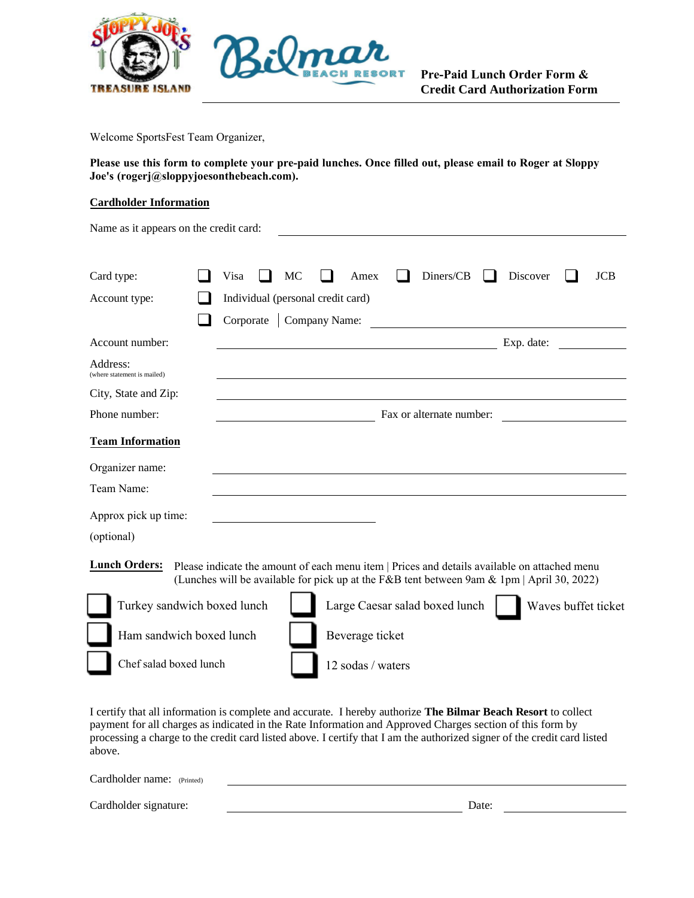**Pre-Paid Lunch Order Form & Credit Card Authorization Form**

Welcome SportsFest Team Organizer,

**Please use this form to complete your pre-paid lunches. Once filled out, please email to Roger at Sloppy Joe's (rogerj@sloppyjoesonthebeach.com).**

## Cardholder Information

Name as it appears on the credit card: ______________________________

Card type: ☐ Visa ☐ MC ☐ Amex ☐ Diners/CB ☐ Discover ☐ JCB

Account type: ☐ Individual (personal credit card)

☐ Corporate | Company Name: ______________________________

Account number: ______________________________ Exp. date: __________

Address: (where statement is mailed) ______________________________

City, State and Zip: ______________________________

Phone number: ______________________ Fax or alternate number: ______________

## Team Information

Organizer name: ______________________________

Team Name: ______________________________

Approx pick up time: ______________________

(optional)

**Lunch Orders:** Please indicate the amount of each menu item | Prices and details available on attached menu (Lunches will be available for pick up at the F&B tent between 9am & 1pm | April 30, 2022)

☐ Turkey sandwich boxed lunch ☐ Large Caesar salad boxed lunch ☐ Waves buffet ticket

☐ Ham sandwich boxed lunch ☐ Beverage ticket

☐ Chef salad boxed lunch ☐ 12 sodas / waters

I certify that all information is complete and accurate. I hereby authorize **The Bilmar Beach Resort** to collect payment for all charges as indicated in the Rate Information and Approved Charges section of this form by processing a charge to the credit card listed above. I certify that I am the authorized signer of the credit card listed above.

Cardholder name: (Printed) ______________________________

Cardholder signature: ______________________________ Date: __________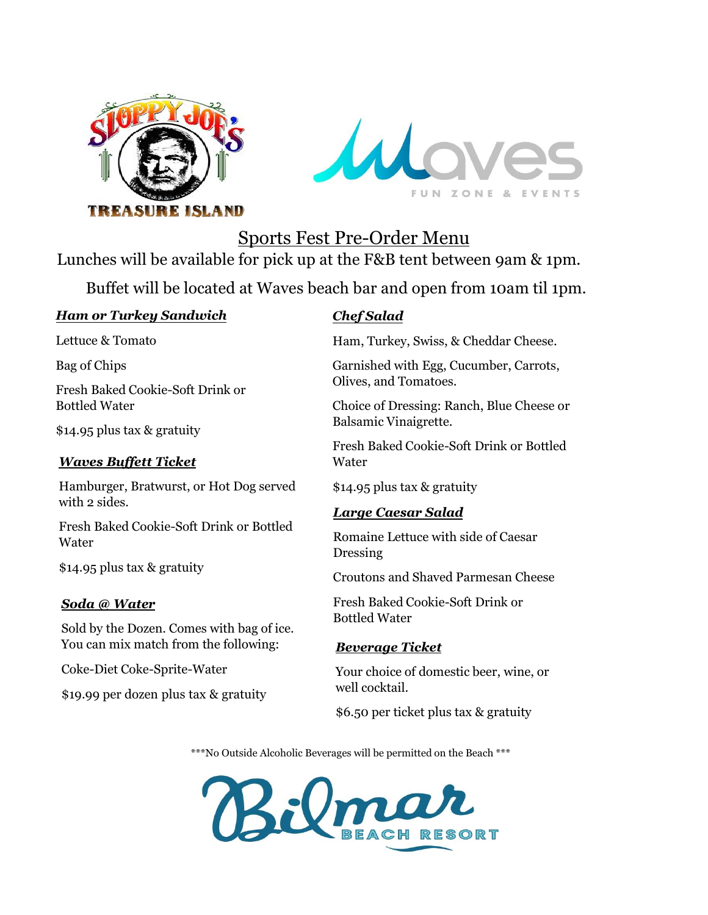Sloppy Joe's Treasure Island

Waves FUN ZONE & EVENTS

## Sports Fest Pre-Order Menu

Lunches will be available for pick up at the F&B tent between 9am & 1pm.

Buffet will be located at Waves beach bar and open from 10am til 1pm.

***Ham or Turkey Sandwich***

Lettuce & Tomato

Bag of Chips

Fresh Baked Cookie-Soft Drink or Bottled Water

$14.95 plus tax & gratuity

***Waves Buffett Ticket***

Hamburger, Bratwurst, or Hot Dog served with 2 sides.

Fresh Baked Cookie-Soft Drink or Bottled Water

$14.95 plus tax & gratuity

***Soda @ Water***

Sold by the Dozen. Comes with bag of ice. You can mix match from the following:

Coke-Diet Coke-Sprite-Water

$19.99 per dozen plus tax & gratuity

***Chef Salad***

Ham, Turkey, Swiss, & Cheddar Cheese.

Garnished with Egg, Cucumber, Carrots, Olives, and Tomatoes.

Choice of Dressing: Ranch, Blue Cheese or Balsamic Vinaigrette.

Fresh Baked Cookie-Soft Drink or Bottled Water

$14.95 plus tax & gratuity

***Large Caesar Salad***

Romaine Lettuce with side of Caesar Dressing

Croutons and Shaved Parmesan Cheese

Fresh Baked Cookie-Soft Drink or Bottled Water

***Beverage Ticket***

Your choice of domestic beer, wine, or well cocktail.

$6.50 per ticket plus tax & gratuity

***No Outside Alcoholic Beverages will be permitted on the Beach ***

Bilmar BEACH RESORT